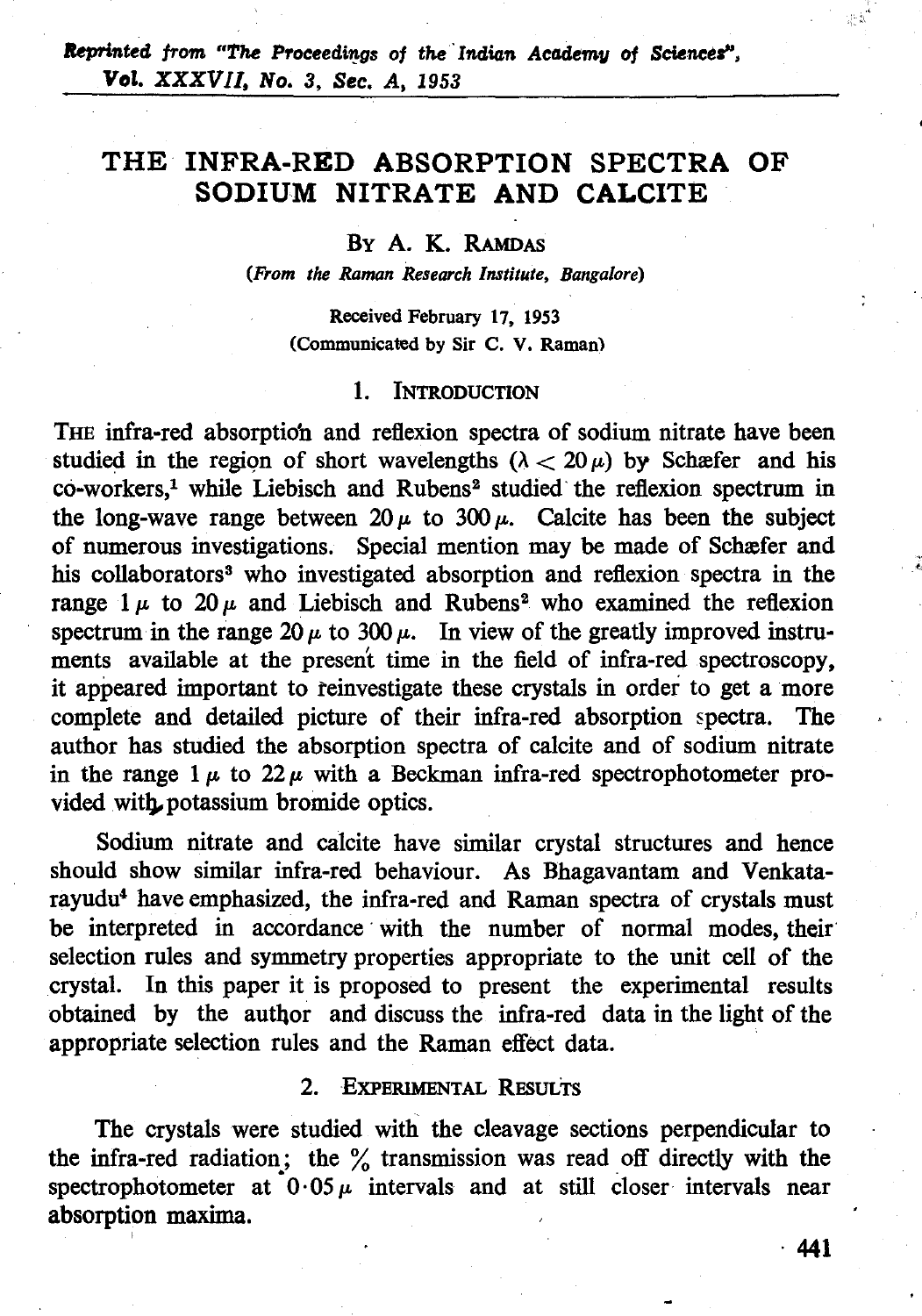*Reprinted from "The Proceedings of the Indian Academy of Sciences",* ***Vol. XXXVII, No. 3, Sec. A, 1953***

# THE INFRA-RED ABSORPTION SPECTRA OF SODIUM NITRATE AND CALCITE

By A. K. Ramdas

*(From the Raman Research Institute, Bangalore)*

Received February 17, 1953
(Communicated by Sir C. V. Raman)

## 1. Introduction

The infra-red absorption and reflexion spectra of sodium nitrate have been studied in the region of short wavelengths ($\lambda < 20\,\mu$) by Schæfer and his co-workers,[1] while Liebisch and Rubens[2] studied the reflexion spectrum in the long-wave range between $20\,\mu$ to $300\,\mu$. Calcite has been the subject of numerous investigations. Special mention may be made of Schæfer and his collaborators[3] who investigated absorption and reflexion spectra in the range $1\,\mu$ to $20\,\mu$ and Liebisch and Rubens[2] who examined the reflexion spectrum in the range $20\,\mu$ to $300\,\mu$. In view of the greatly improved instruments available at the present time in the field of infra-red spectroscopy, it appeared important to reinvestigate these crystals in order to get a more complete and detailed picture of their infra-red absorption spectra. The author has studied the absorption spectra of calcite and of sodium nitrate in the range $1\,\mu$ to $22\,\mu$ with a Beckman infra-red spectrophotometer provided with potassium bromide optics.

Sodium nitrate and calcite have similar crystal structures and hence should show similar infra-red behaviour. As Bhagavantam and Venkatarayudu[4] have emphasized, the infra-red and Raman spectra of crystals must be interpreted in accordance with the number of normal modes, their selection rules and symmetry properties appropriate to the unit cell of the crystal. In this paper it is proposed to present the experimental results obtained by the author and discuss the infra-red data in the light of the appropriate selection rules and the Raman effect data.

## 2. Experimental Results

The crystals were studied with the cleavage sections perpendicular to the infra-red radiation; the % transmission was read off directly with the spectrophotometer at $0 \cdot 05\,\mu$ intervals and at still closer intervals near absorption maxima.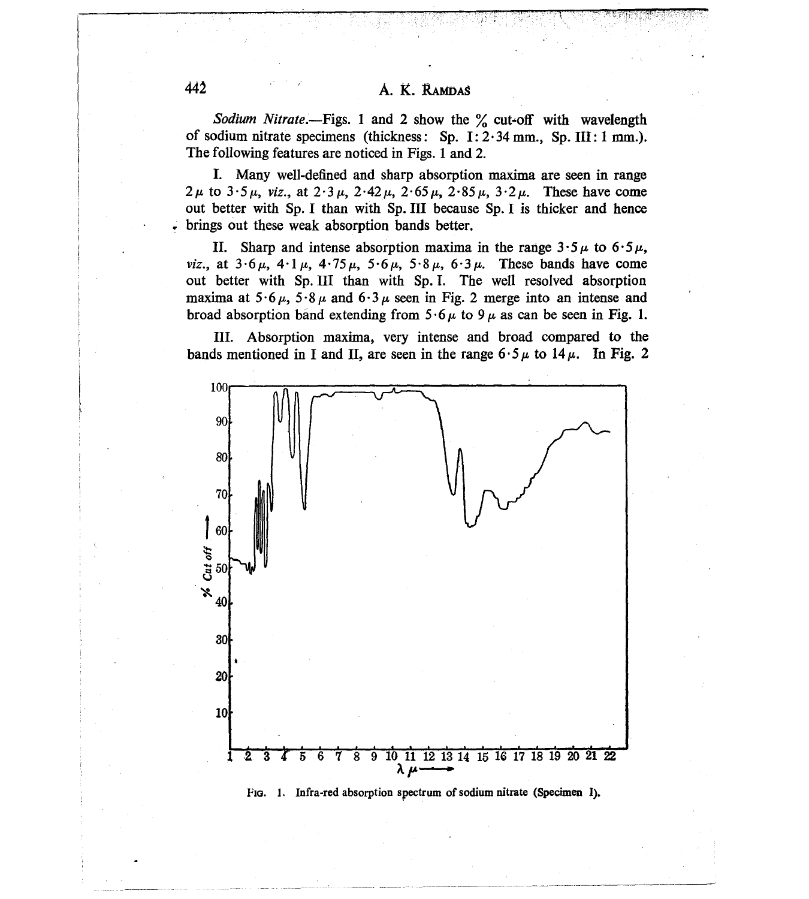*Sodium Nitrate*.—Figs. 1 and 2 show the % cut-off with wavelength of sodium nitrate specimens (thickness: Sp. I: 2·34 mm., Sp. III: 1 mm.). The following features are noticed in Figs. 1 and 2.

I. Many well-defined and sharp absorption maxima are seen in range 2 μ to 3·5 μ, *viz.*, at 2·3 μ, 2·42 μ, 2·65 μ, 2·85 μ, 3·2 μ. These have come out better with Sp. I than with Sp. III because Sp. I is thicker and hence brings out these weak absorption bands better.

II. Sharp and intense absorption maxima in the range 3·5 μ to 6·5 μ, *viz.*, at 3·6 μ, 4·1 μ, 4·75 μ, 5·6 μ, 5·8 μ, 6·3 μ. These bands have come out better with Sp. III than with Sp. I. The well resolved absorption maxima at 5·6 μ, 5·8 μ and 6·3 μ seen in Fig. 2 merge into an intense and broad absorption band extending from 5·6 μ to 9 μ as can be seen in Fig. 1.

III. Absorption maxima, very intense and broad compared to the bands mentioned in I and II, are seen in the range 6·5 μ to 14 μ. In Fig. 2

FIG. 1. Infra-red absorption spectrum of sodium nitrate (Specimen I).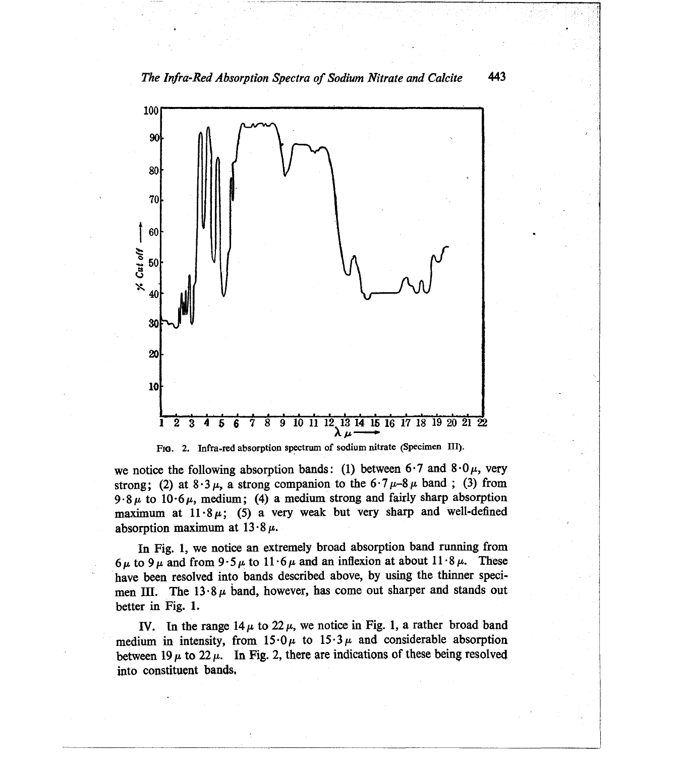FIG. 2. Infra-red absorption spectrum of sodium nitrate (Specimen III).

we notice the following absorption bands: (1) between 6·7 and 8·0 μ, very strong; (2) at 8·3 μ, a strong companion to the 6·7 μ–8 μ band ; (3) from 9·8 μ to 10·6 μ, medium; (4) a medium strong and fairly sharp absorption maximum at 11·8 μ; (5) a very weak but very sharp and well-defined absorption maximum at 13·8 μ.

In Fig. 1, we notice an extremely broad absorption band running from 6 μ to 9 μ and from 9·5 μ to 11·6 μ and an inflexion at about 11·8 μ. These have been resolved into bands described above, by using the thinner specimen III. The 13·8 μ band, however, has come out sharper and stands out better in Fig. 1.

IV. In the range 14 μ to 22 μ, we notice in Fig. 1, a rather broad band medium in intensity, from 15·0 μ to 15·3 μ and considerable absorption between 19 μ to 22 μ. In Fig. 2, there are indications of these being resolved into constituent bands.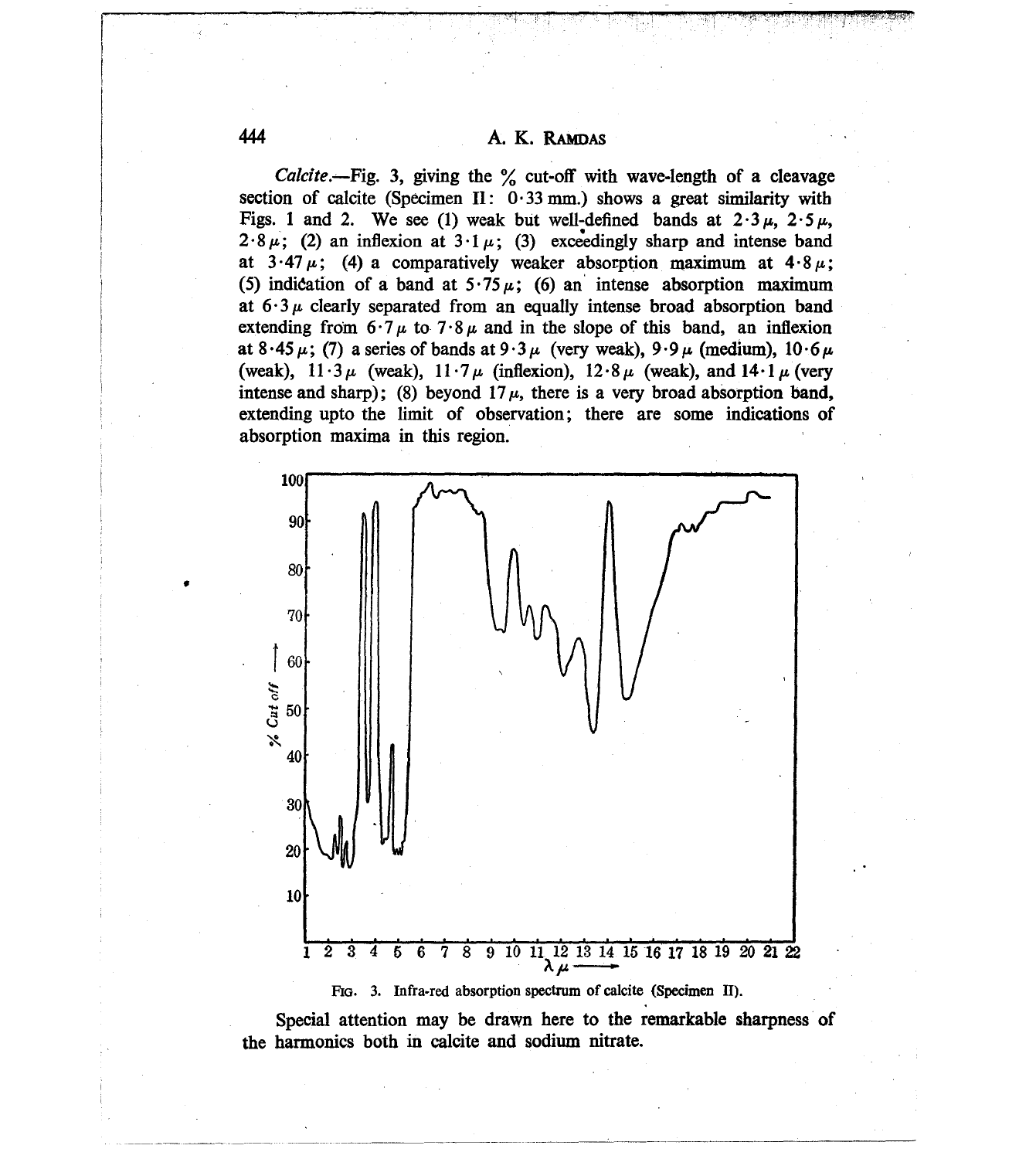*Calcite*.—Fig. 3, giving the % cut-off with wave-length of a cleavage section of calcite (Specimen II: 0·33 mm.) shows a great similarity with Figs. 1 and 2. We see (1) weak but well-defined bands at 2·3 μ, 2·5 μ, 2·8 μ; (2) an inflexion at 3·1 μ; (3) exceedingly sharp and intense band at 3·47 μ; (4) a comparatively weaker absorption maximum at 4·8 μ; (5) indication of a band at 5·75 μ; (6) an intense absorption maximum at 6·3 μ clearly separated from an equally intense broad absorption band extending from 6·7 μ to 7·8 μ and in the slope of this band, an inflexion at 8·45 μ; (7) a series of bands at 9·3 μ (very weak), 9·9 μ (medium), 10·6 μ (weak), 11·3 μ (weak), 11·7 μ (inflexion), 12·8 μ (weak), and 14·1 μ (very intense and sharp); (8) beyond 17 μ, there is a very broad absorption band, extending upto the limit of observation; there are some indications of absorption maxima in this region.

FIG. 3. Infra-red absorption spectrum of calcite (Specimen II).

Special attention may be drawn here to the remarkable sharpness of the harmonics both in calcite and sodium nitrate.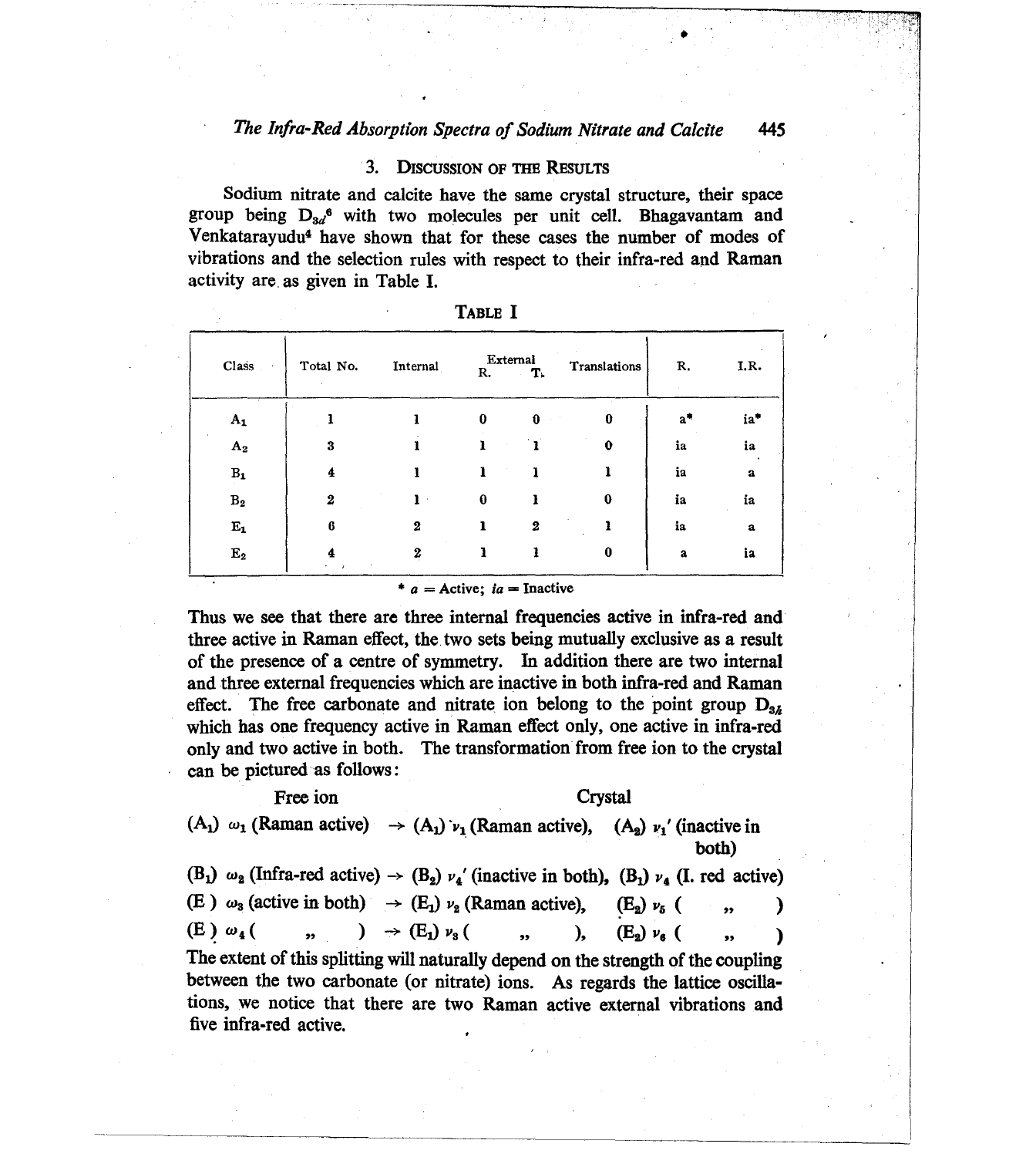## 3. Discussion of the Results

Sodium nitrate and calcite have the same crystal structure, their space group being $D_{3d}^6$ with two molecules per unit cell. Bhagavantam and Venkatarayudu[4] have shown that for these cases the number of modes of vibrations and the selection rules with respect to their infra-red and Raman activity are as given in Table I.

TABLE I

| Class | Total No. | Internal | External R. | External T. | Translations | R. | I.R. |
|---|---|---|---|---|---|---|---|
| $A_1$ | 1 | 1 | 0 | 0 | 0 | a* | ia* |
| $A_2$ | 3 | 1 | 1 | 1 | 0 | ia | ia |
| $B_1$ | 4 | 1 | 1 | 1 | 1 | ia | a |
| $B_2$ | 2 | 1 | 0 | 1 | 0 | ia | ia |
| $E_1$ | 6 | 2 | 1 | 2 | 1 | ia | a |
| $E_2$ | 4 | 2 | 1 | 1 | 0 | a | ia |

\* *a* = Active; *ia* = Inactive

Thus we see that there are three internal frequencies active in infra-red and three active in Raman effect, the two sets being mutually exclusive as a result of the presence of a centre of symmetry. In addition there are two internal and three external frequencies which are inactive in both infra-red and Raman effect. The free carbonate and nitrate ion belong to the point group $D_{3h}$ which has one frequency active in Raman effect only, one active in infra-red only and two active in both. The transformation from free ion to the crystal can be pictured as follows:

| Free ion | | Crystal | |
|---|---|---|---|
| $(A_1)$ $\omega_1$ (Raman active) | $\rightarrow$ | $(A_1)$ $\nu_1$ (Raman active), | $(A_2)$ $\nu_1'$ (inactive in both) |
| $(B_1)$ $\omega_2$ (Infra-red active) | $\rightarrow$ | $(B_2)$ $\nu_4'$ (inactive in both), | $(B_1)$ $\nu_4$ (I. red active) |
| $(E)$ $\omega_3$ (active in both) | $\rightarrow$ | $(E_1)$ $\nu_2$ (Raman active), | $(E_2)$ $\nu_5$ ( ,, ) |
| $(E)$ $\omega_4$ ( ,, ) | $\rightarrow$ | $(E_1)$ $\nu_3$ ( ,, ), | $(E_2)$ $\nu_6$ ( ,, ) |

The extent of this splitting will naturally depend on the strength of the coupling between the two carbonate (or nitrate) ions. As regards the lattice oscillations, we notice that there are two Raman active external vibrations and five infra-red active.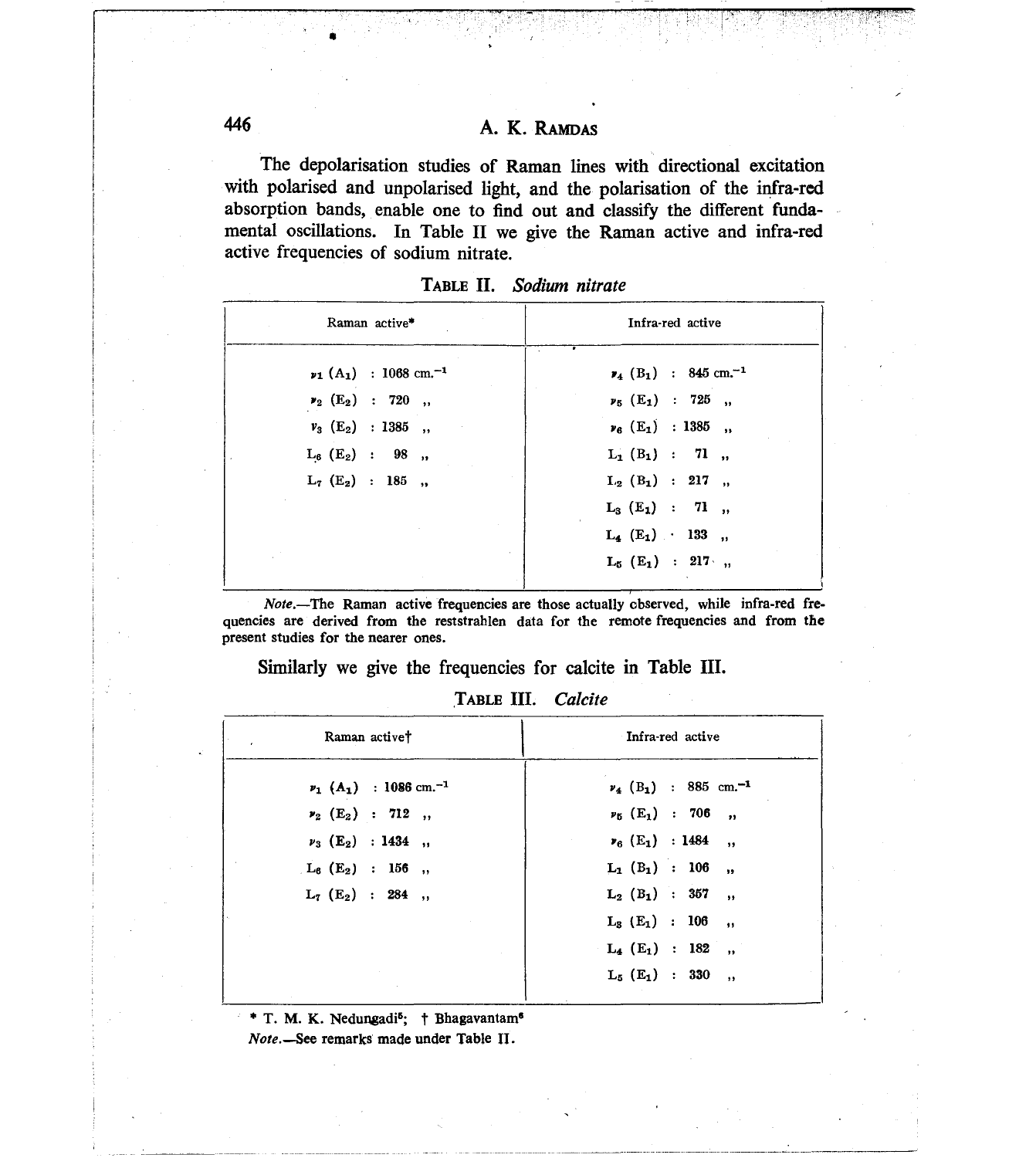The depolarisation studies of Raman lines with directional excitation with polarised and unpolarised light, and the polarisation of the infra-red absorption bands, enable one to find out and classify the different fundamental oscillations. In Table II we give the Raman active and infra-red active frequencies of sodium nitrate.

TABLE II. *Sodium nitrate*

| Raman active* | Infra-red active |
|---|---|
| $\nu_1$ ($A_1$) : 1068 cm.$^{-1}$ | $\nu_4$ ($B_1$) : 845 cm.$^{-1}$ |
| $\nu_2$ ($E_2$) : 720 ,, | $\nu_5$ ($E_1$) : 725 ,, |
| $\nu_3$ ($E_2$) : 1385 ,, | $\nu_6$ ($E_1$) : 1385 ,, |
| $L_6$ ($E_2$) : 98 ,, | $L_1$ ($B_1$) : 71 ,, |
| $L_7$ ($E_2$) : 185 ,, | $L_2$ ($B_1$) : 217 ,, |
| | $L_3$ ($E_1$) : 71 ,, |
| | $L_4$ ($E_1$) : 133 ,, |
| | $L_5$ ($E_1$) : 217 ,, |

*Note.*—The Raman active frequencies are those actually observed, while infra-red frequencies are derived from the reststrahlen data for the remote frequencies and from the present studies for the nearer ones.

Similarly we give the frequencies for calcite in Table III.

TABLE III. *Calcite*

| Raman active† | Infra-red active |
|---|---|
| $\nu_1$ ($A_1$) : 1086 cm.$^{-1}$ | $\nu_4$ ($B_1$) : 885 cm.$^{-1}$ |
| $\nu_2$ ($E_2$) : 712 ,, | $\nu_5$ ($E_1$) : 706 ,, |
| $\nu_3$ ($E_2$) : 1434 ,, | $\nu_6$ ($E_1$) : 1484 ,, |
| $L_6$ ($E_2$) : 156 ,, | $L_1$ ($B_1$) : 106 ,, |
| $L_7$ ($E_2$) : 284 ,, | $L_2$ ($B_1$) : 357 ,, |
| | $L_3$ ($E_1$) : 106 ,, |
| | $L_4$ ($E_1$) : 182 ,, |
| | $L_5$ ($E_1$) : 330 ,, |

\* T. M. K. Nedungadi[5]; † Bhagavantam[6]

*Note.*—See remarks made under Table II.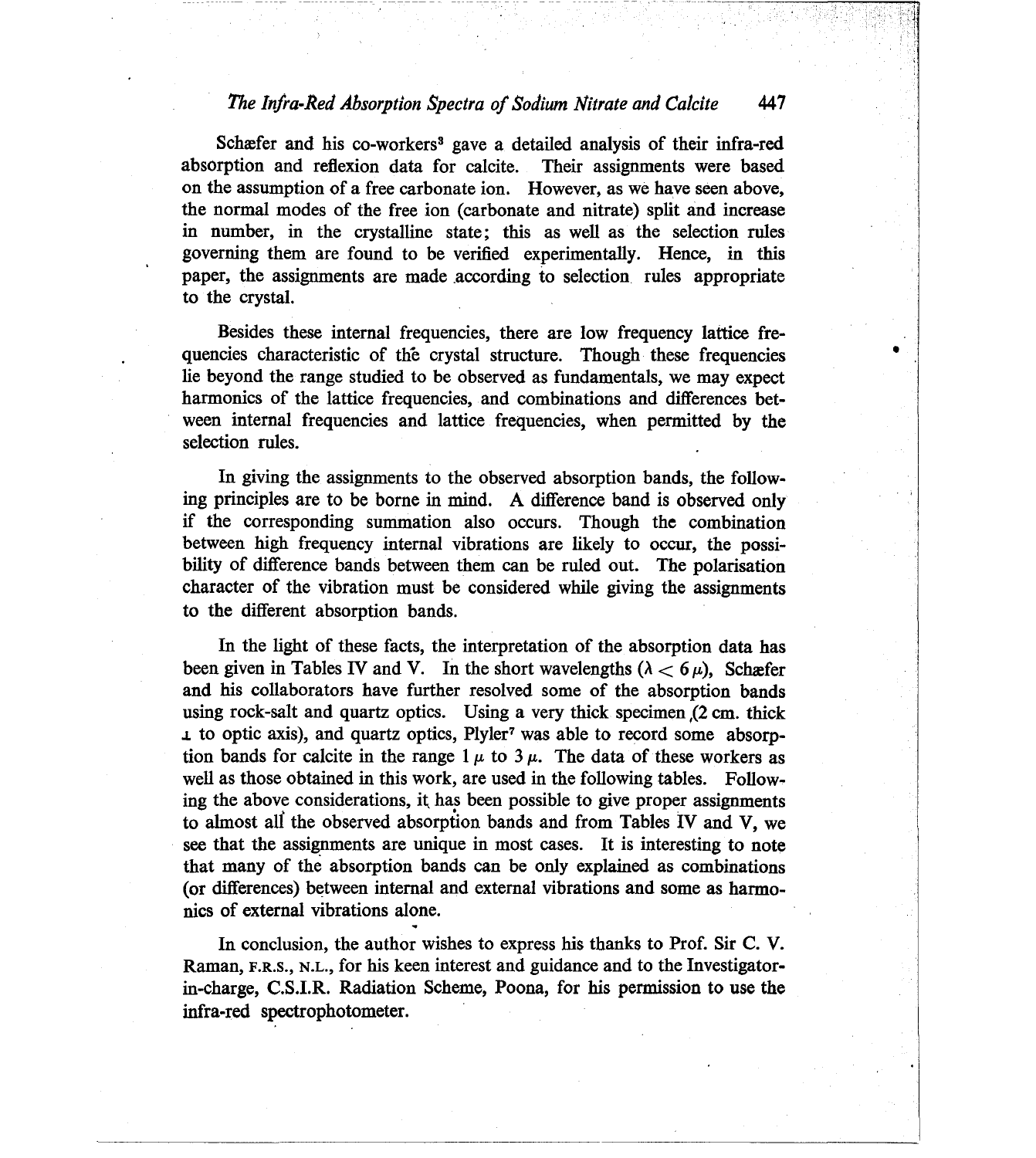Schæfer and his co-workers[3] gave a detailed analysis of their infra-red absorption and reflexion data for calcite. Their assignments were based on the assumption of a free carbonate ion. However, as we have seen above, the normal modes of the free ion (carbonate and nitrate) split and increase in number, in the crystalline state; this as well as the selection rules governing them are found to be verified experimentally. Hence, in this paper, the assignments are made according to selection rules appropriate to the crystal.

Besides these internal frequencies, there are low frequency lattice frequencies characteristic of the crystal structure. Though these frequencies lie beyond the range studied to be observed as fundamentals, we may expect harmonics of the lattice frequencies, and combinations and differences between internal frequencies and lattice frequencies, when permitted by the selection rules.

In giving the assignments to the observed absorption bands, the following principles are to be borne in mind. A difference band is observed only if the corresponding summation also occurs. Though the combination between high frequency internal vibrations are likely to occur, the possibility of difference bands between them can be ruled out. The polarisation character of the vibration must be considered while giving the assignments to the different absorption bands.

In the light of these facts, the interpretation of the absorption data has been given in Tables IV and V. In the short wavelengths ($\lambda < 6\,\mu$), Schæfer and his collaborators have further resolved some of the absorption bands using rock-salt and quartz optics. Using a very thick specimen (2 cm. thick $\perp$ to optic axis), and quartz optics, Plyler[7] was able to record some absorption bands for calcite in the range $1\,\mu$ to $3\,\mu$. The data of these workers as well as those obtained in this work, are used in the following tables. Following the above considerations, it has been possible to give proper assignments to almost all the observed absorption bands and from Tables IV and V, we see that the assignments are unique in most cases. It is interesting to note that many of the absorption bands can be only explained as combinations (or differences) between internal and external vibrations and some as harmonics of external vibrations alone.

In conclusion, the author wishes to express his thanks to Prof. Sir C. V. Raman, F.R.S., N.L., for his keen interest and guidance and to the Investigator-in-charge, C.S.I.R. Radiation Scheme, Poona, for his permission to use the infra-red spectrophotometer.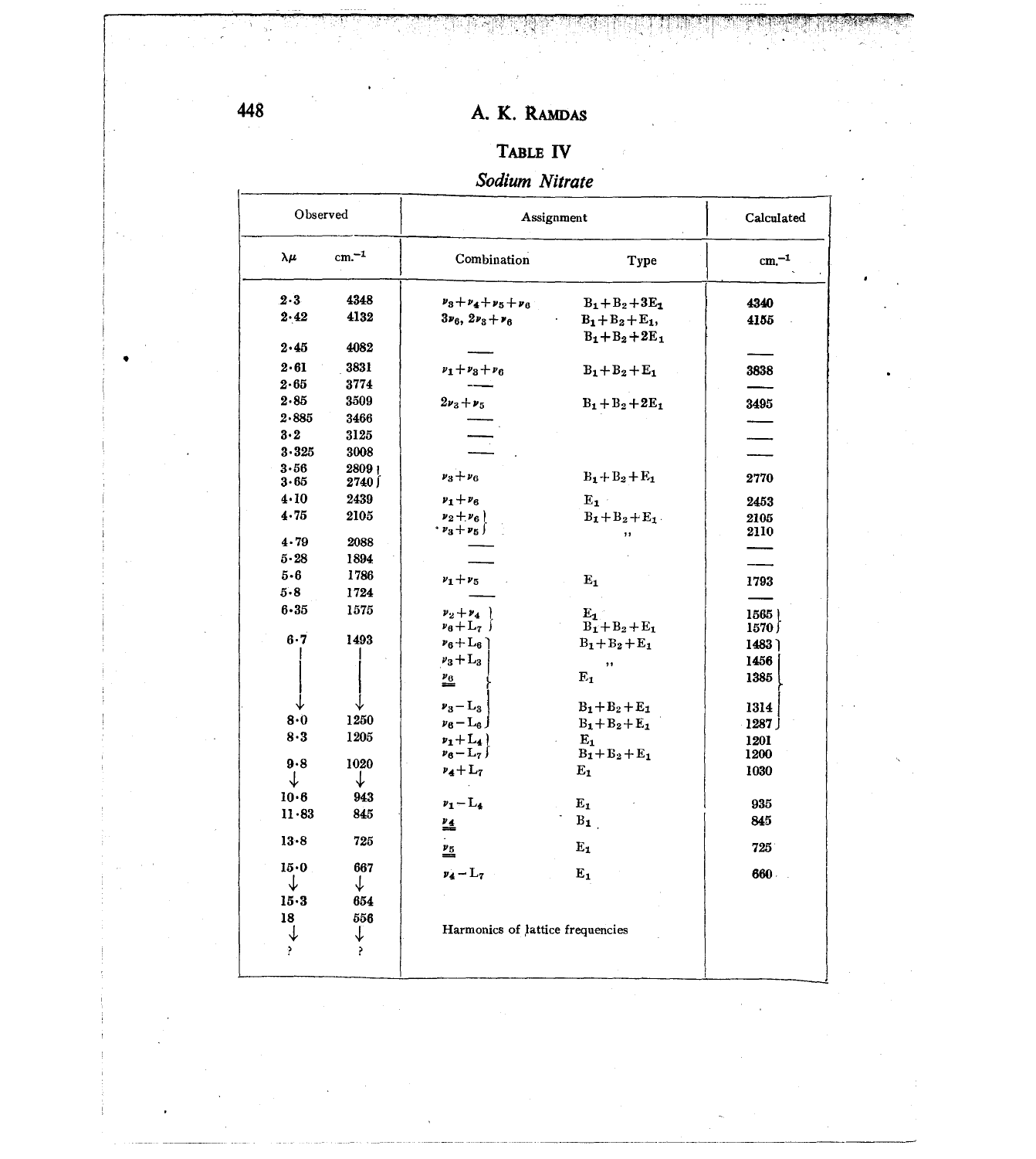## TABLE IV

### *Sodium Nitrate*

| Observed | | Assignment | | Calculated |
|---|---|---|---|---|
| $\lambda\mu$ | cm.$^{-1}$ | Combination | Type | cm.$^{-1}$ |
| 2·3 | 4348 | $\nu_3+\nu_4+\nu_5+\nu_6$ | $B_1+B_2+3E_1$ | 4340 |
| 2·42 | 4132 | $3\nu_6$, $2\nu_3+\nu_6$ | $B_1+B_2+E_1$, $B_1+B_2+2E_1$ | 4155 |
| 2·45 | 4082 | — | | — |
| 2·61 | 3831 | $\nu_1+\nu_3+\nu_6$ | $B_1+B_2+E_1$ | 3838 |
| 2·65 | 3774 | — | | — |
| 2·85 | 3509 | $2\nu_3+\nu_5$ | $B_1+B_2+2E_1$ | 3495 |
| 2·885 | 3466 | — | | — |
| 3·2 | 3125 | — | | — |
| 3·325 | 3008 | — | | — |
| 3·56 | 2809 } | $\nu_3+\nu_6$ | $B_1+B_2+E_1$ | 2770 |
| 3·65 | 2740 } | | | |
| 4·10 | 2439 | $\nu_1+\nu_6$ | $E_1$ | 2453 |
| 4·75 | 2105 | $\nu_2+\nu_6$ } | $B_1+B_2+E_1$ | 2105 |
| | | $\nu_3+\nu_5$ } | ,, | 2110 |
| 4·79 | 2088 | — | | — |
| 5·28 | 1894 | — | | — |
| 5·6 | 1786 | $\nu_1+\nu_5$ | $E_1$ | 1793 |
| 5·8 | 1724 | — | | — |
| 6·35 | 1575 | $\nu_2+\nu_4$ } | $E_1$ | 1565 } |
| | | $\nu_6+L_7$ } | $B_1+B_2+E_1$ | 1570 } |
| 6·7 ↓ | 1493 ↓ | $\nu_6+L_6$ } | $B_1+B_2+E_1$ | 1483 } |
| | | $\nu_3+L_3$ } | ,, | 1456 } |
| | | $\underline{\underline{\nu_6}}$ } | $E_1$ | 1385 } |
| | | $\nu_3-L_3$ } | $B_1+B_2+E_1$ | 1314 } |
| 8·0 | 1250 | $\nu_6-L_6$ } | $B_1+B_2+E_1$ | 1287 } |
| 8·3 | 1205 | $\nu_1+L_4$ } | $E_1$ | 1201 |
| | | $\nu_6-L_7$ } | $B_1+B_2+E_1$ | 1200 |
| 9·8 ↓ | 1020 ↓ | $\nu_4+L_7$ | $E_1$ | 1030 |
| 10·6 | 943 | $\nu_1-L_4$ | $E_1$ | 935 |
| 11·83 | 845 | $\underline{\underline{\nu_4}}$ | $B_1$ | 845 |
| 13·8 | 725 | $\underline{\underline{\nu_5}}$ | $E_1$ | 725 |
| 15·0 ↓ | 667 ↓ | $\nu_4-L_7$ | $E_1$ | 660 |
| 15·3 | 654 | | | |
| 18 ↓ ? | 556 ↓ ? | Harmonics of lattice frequencies | | |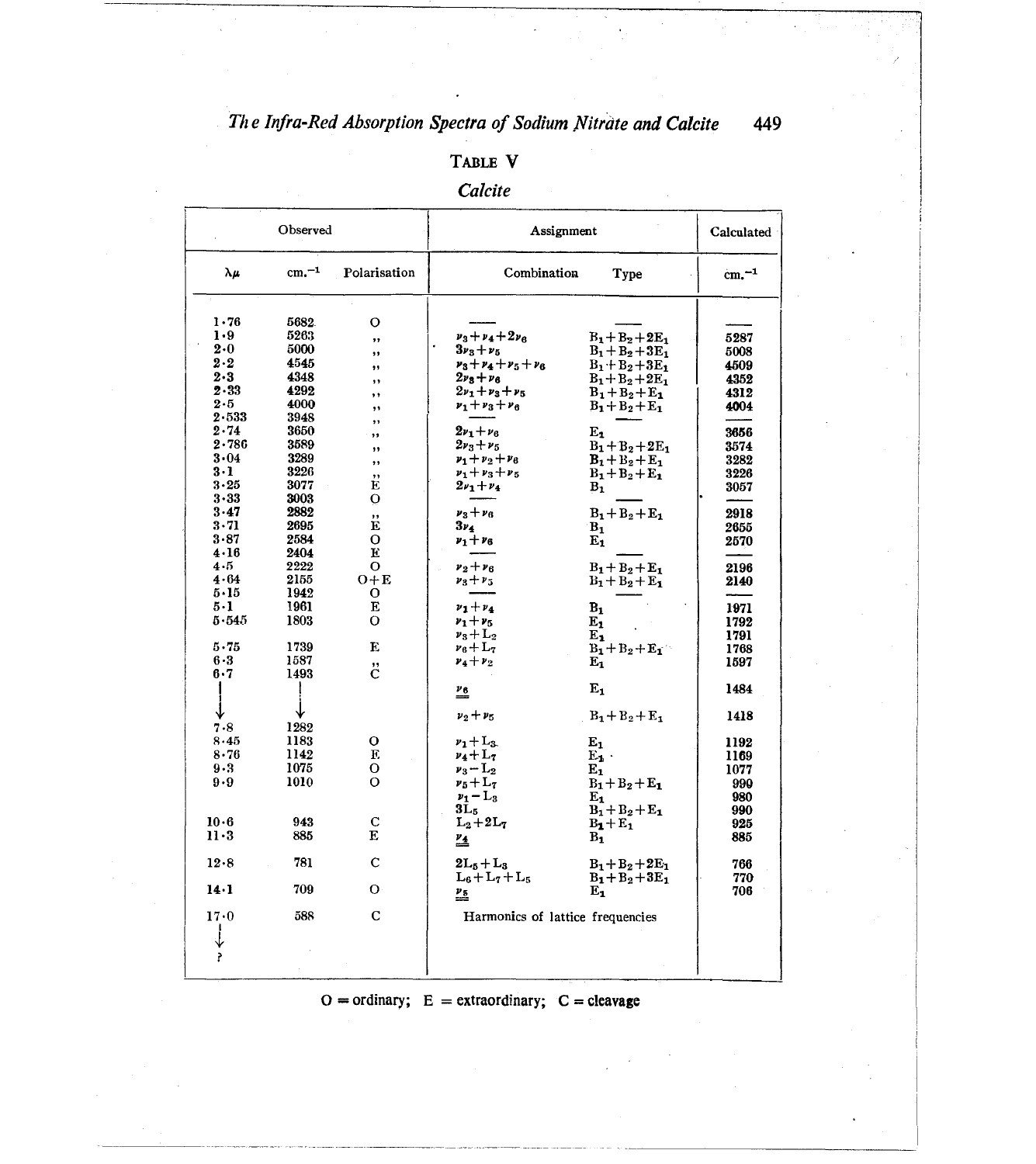**TABLE V**

*Calcite*

| Observed | | | Assignment | | Calculated |
|---|---|---|---|---|---|
| λμ | cm.$^{-1}$ | Polarisation | Combination | Type | cm.$^{-1}$ |
| 1·76 | 5682 | O | —— | —— | —— |
| 1·9 | 5263 | ,, | $\nu_3+\nu_4+2\nu_6$ | $B_1+B_2+2E_1$ | 5287 |
| 2·0 | 5000 | ,, | $3\nu_3+\nu_5$ | $B_1+B_2+3E_1$ | 5008 |
| 2·2 | 4545 | ,, | $\nu_3+\nu_4+\nu_5+\nu_6$ | $B_1+B_2+3E_1$ | 4509 |
| 2·3 | 4348 | ,, | $2\nu_3+\nu_6$ | $B_1+B_2+2E_1$ | 4352 |
| 2·33 | 4292 | ,, | $2\nu_1+\nu_3+\nu_5$ | $B_1+B_2+E_1$ | 4312 |
| 2·5 | 4000 | ,, | $\nu_1+\nu_3+\nu_6$ | $B_1+B_2+E_1$ | 4004 |
| 2·533 | 3948 | ,, | —— | —— | —— |
| 2·74 | 3650 | ,, | $2\nu_1+\nu_6$ | $E_1$ | 3656 |
| 2·786 | 3589 | ,, | $2\nu_3+\nu_5$ | $B_1+B_2+2E_1$ | 3574 |
| 3·04 | 3289 | ,, | $\nu_1+\nu_2+\nu_6$ | $B_1+B_2+E_1$ | 3282 |
| 3·1 | 3226 | ,, | $\nu_1+\nu_3+\nu_5$ | $B_1+B_2+E_1$ | 3226 |
| 3·25 | 3077 | E | $2\nu_1+\nu_4$ | $B_1$ | 3057 |
| 3·33 | 3003 | O | —— | —— | —— |
| 3·47 | 2882 | ,, | $\nu_3+\nu_6$ | $B_1+B_2+E_1$ | 2918 |
| 3·71 | 2695 | E | $3\nu_4$ | $B_1$ | 2655 |
| 3·87 | 2584 | O | $\nu_1+\nu_6$ | $E_1$ | 2570 |
| 4·16 | 2404 | E | —— | —— | —— |
| 4·5 | 2222 | O | $\nu_2+\nu_6$ | $B_1+B_2+E_1$ | 2196 |
| 4·64 | 2155 | O+E | $\nu_3+\nu_5$ | $B_1+B_2+E_1$ | 2140 |
| 5·15 | 1942 | O | —— | —— | —— |
| 5·1 | 1961 | E | $\nu_1+\nu_4$ | $B_1$ | 1971 |
| 5·545 | 1803 | O | $\nu_1+\nu_5$ | $E_1$ | 1792 |
| | | | $\nu_3+L_2$ | $E_1$ | 1791 |
| 5·75 | 1739 | E | $\nu_6+L_7$ | $B_1+B_2+E_1$ | 1768 |
| 6·3 | 1587 | ,, | $\nu_4+\nu_2$ | $E_1$ | 1597 |
| 6·7 | 1493 | C | | | |
| ↓ | ↓ | | $\underline{\underline{\nu_6}}$ | $E_1$ | 1484 |
| | | | $\nu_2+\nu_5$ | $B_1+B_2+E_1$ | 1418 |
| 7·8 | 1282 | | | | |
| 8·45 | 1183 | O | $\nu_1+L_3$ | $E_1$ | 1192 |
| 8·76 | 1142 | E | $\nu_4+L_7$ | $E_1$ | 1169 |
| 9·3 | 1075 | O | $\nu_3-L_2$ | $E_1$ | 1077 |
| 9·9 | 1010 | O | $\nu_5+L_7$ | $B_1+B_2+E_1$ | 990 |
| | | | $\nu_1-L_3$ | $E_1$ | 980 |
| | | | $3L_5$ | $B_1+B_2+E_1$ | 990 |
| 10·6 | 943 | C | $L_2+2L_7$ | $B_1+E_1$ | 925 |
| 11·3 | 885 | E | $\underline{\underline{\nu_4}}$ | $B_1$ | 885 |
| 12·8 | 781 | C | $2L_5+L_3$ | $B_1+B_2+2E_1$ | 766 |
| | | | $L_6+L_7+L_5$ | $B_1+B_2+3E_1$ | 770 |
| 14·1 | 709 | O | $\underline{\underline{\nu_5}}$ | $E_1$ | 706 |
| 17·0 | 588 | C | Harmonics of lattice frequencies | | |
| ↓ ? | | | | | |

O = ordinary; E = extraordinary; C = cleavage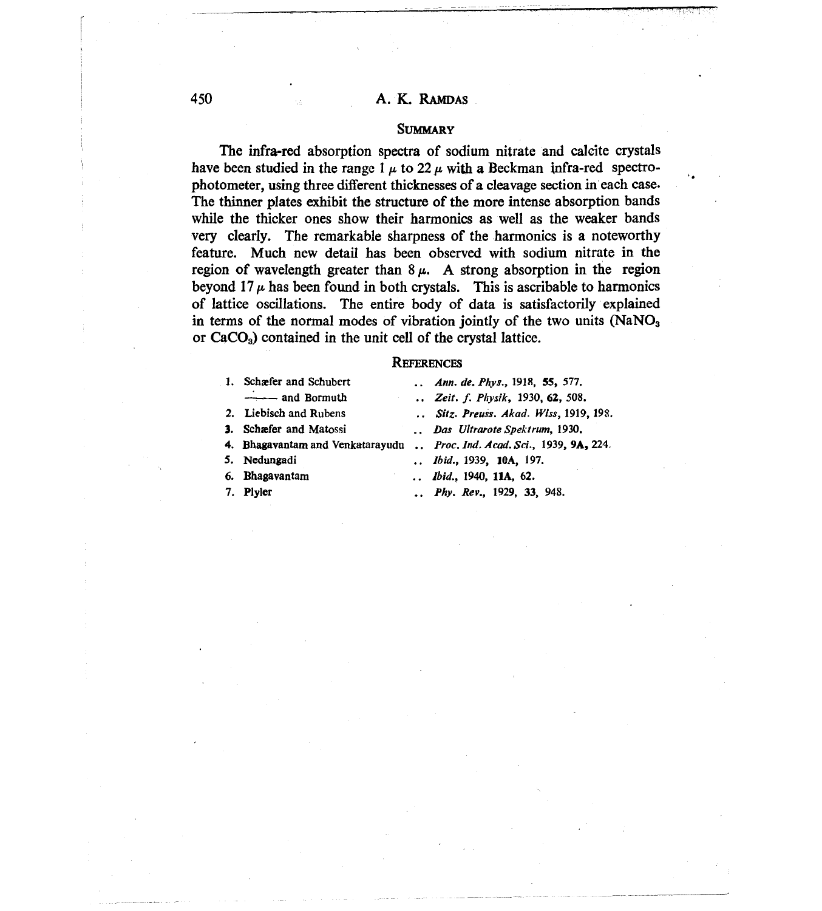## SUMMARY

The infra-red absorption spectra of sodium nitrate and calcite crystals have been studied in the range 1 $\mu$ to 22 $\mu$ with a Beckman infra-red spectro-photometer, using three different thicknesses of a cleavage section in each case. The thinner plates exhibit the structure of the more intense absorption bands while the thicker ones show their harmonics as well as the weaker bands very clearly. The remarkable sharpness of the harmonics is a noteworthy feature. Much new detail has been observed with sodium nitrate in the region of wavelength greater than 8 $\mu$. A strong absorption in the region beyond 17 $\mu$ has been found in both crystals. This is ascribable to harmonics of lattice oscillations. The entire body of data is satisfactorily explained in terms of the normal modes of vibration jointly of the two units ($NaNO_3$ or $CaCO_3$) contained in the unit cell of the crystal lattice.

## REFERENCES

1. Schæfer and Schubert .. *Ann. de. Phys.*, 1918, **55**, 577.
   ——— and Bormuth .. *Zeit. f. Physik*, 1930, **62**, 508.
2. Liebisch and Rubens .. *Sitz. Preuss. Akad. Wiss*, 1919, 198.
3. Schæfer and Matossi .. *Das Ultrarote Spektrum*, 1930.
4. Bhagavantam and Venkatarayudu .. *Proc. Ind. Acad. Sci.*, 1939, **9A**, 224.
5. Nedungadi .. *Ibid.*, 1939, **10A**, 197.
6. Bhagavantam .. *Ibid.*, 1940, **11A**, 62.
7. Plyler .. *Phy. Rev.*, 1929, **33**, 948.